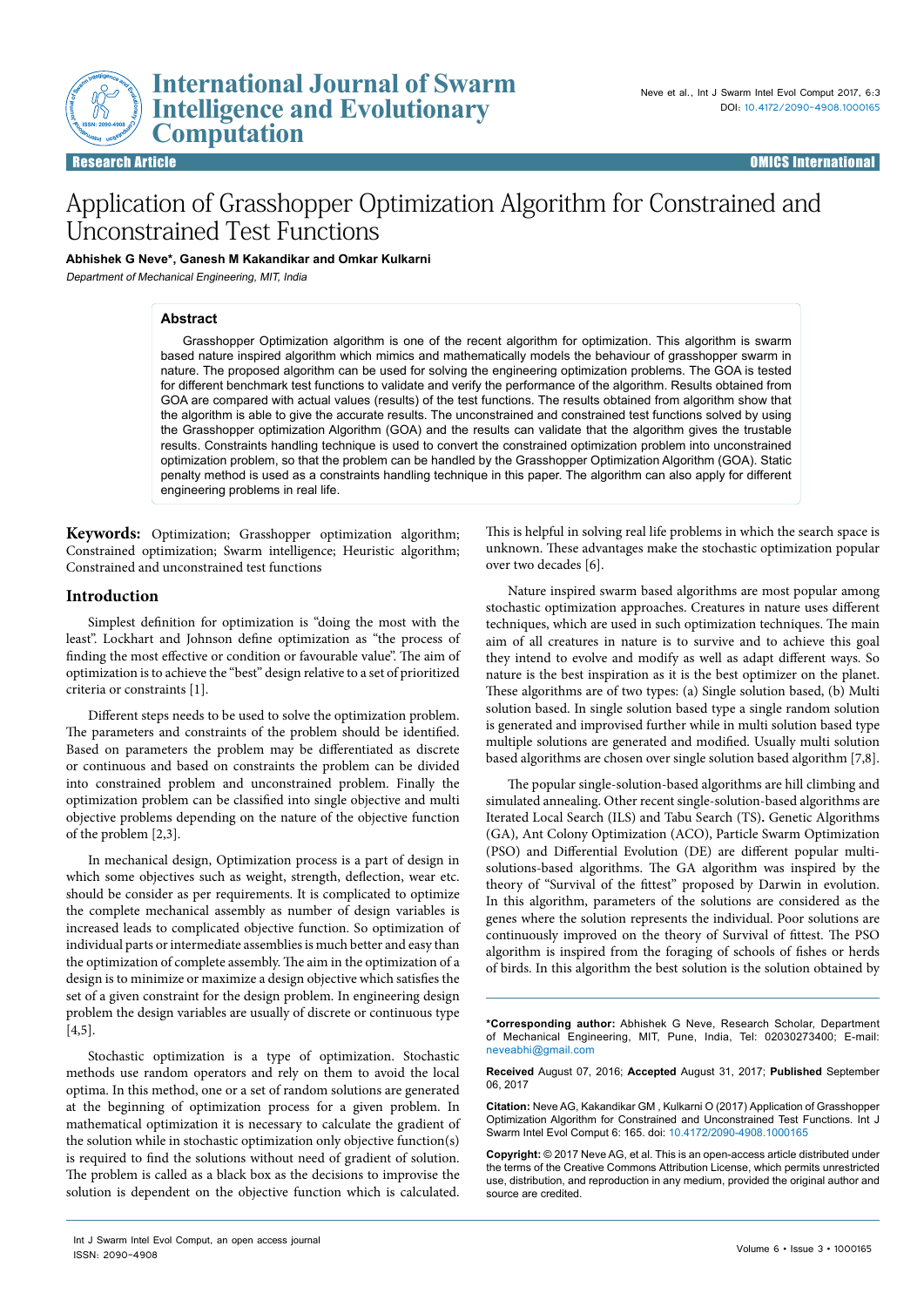# Application of Grasshopper Optimization Algorithm for Constrained and Unconstrained Test Functions

**Abhishek G Neve\*, Ganesh M Kakandikar and Omkar Kulkarni**

*Department of Mechanical Engineering, MIT, India*

## Abstract

Grasshopper Optimization algorithm is one of the recent algorithm for optimization. This algorithm is swarm based nature inspired algorithm which mimics and mathematically models the behaviour of grasshopper swarm in nature. The proposed algorithm can be used for solving the engineering optimization problems. The GOA is tested for different benchmark test functions to validate and verify the performance of the algorithm. Results obtained from GOA are compared with actual values (results) of the test functions. The results obtained from algorithm show that the algorithm is able to give the accurate results. The unconstrained and constrained test functions solved by using the Grasshopper optimization Algorithm (GOA) and the results can validate that the algorithm gives the trustable results. Constraints handling technique is used to convert the constrained optimization problem into unconstrained optimization problem, so that the problem can be handled by the Grasshopper Optimization Algorithm (GOA). Static penalty method is used as a constraints handling technique in this paper. The algorithm can also apply for different engineering problems in real life.

**Keywords:** Optimization; Grasshopper optimization algorithm; Constrained optimization; Swarm intelligence; Heuristic algorithm; Constrained and unconstrained test functions

## Introduction

Simplest definition for optimization is "doing the most with the least". Lockhart and Johnson define optimization as "the process of finding the most effective or condition or favourable value". The aim of optimization is to achieve the "best" design relative to a set of prioritized criteria or constraints [1].

Different steps needs to be used to solve the optimization problem. The parameters and constraints of the problem should be identified. Based on parameters the problem may be differentiated as discrete or continuous and based on constraints the problem can be divided into constrained problem and unconstrained problem. Finally the optimization problem can be classified into single objective and multi objective problems depending on the nature of the objective function of the problem [2,3].

In mechanical design, Optimization process is a part of design in which some objectives such as weight, strength, deflection, wear etc. should be consider as per requirements. It is complicated to optimize the complete mechanical assembly as number of design variables is increased leads to complicated objective function. So optimization of individual parts or intermediate assemblies is much better and easy than the optimization of complete assembly. The aim in the optimization of a design is to minimize or maximize a design objective which satisfies the set of a given constraint for the design problem. In engineering design problem the design variables are usually of discrete or continuous type [4,5].

Stochastic optimization is a type of optimization. Stochastic methods use random operators and rely on them to avoid the local optima. In this method, one or a set of random solutions are generated at the beginning of optimization process for a given problem. In mathematical optimization it is necessary to calculate the gradient of the solution while in stochastic optimization only objective function(s) is required to find the solutions without need of gradient of solution. The problem is called as a black box as the decisions to improvise the solution is dependent on the objective function which is calculated. This is helpful in solving real life problems in which the search space is unknown. These advantages make the stochastic optimization popular over two decades [6].

Nature inspired swarm based algorithms are most popular among stochastic optimization approaches. Creatures in nature uses different techniques, which are used in such optimization techniques. The main aim of all creatures in nature is to survive and to achieve this goal they intend to evolve and modify as well as adapt different ways. So nature is the best inspiration as it is the best optimizer on the planet. These algorithms are of two types: (a) Single solution based, (b) Multi solution based. In single solution based type a single random solution is generated and improvised further while in multi solution based type multiple solutions are generated and modified. Usually multi solution based algorithms are chosen over single solution based algorithm [7,8].

The popular single-solution-based algorithms are hill climbing and simulated annealing. Other recent single-solution-based algorithms are Iterated Local Search (ILS) and Tabu Search (TS)**.** Genetic Algorithms (GA), Ant Colony Optimization (ACO), Particle Swarm Optimization (PSO) and Differential Evolution (DE) are different popular multi-solutions-based algorithms. The GA algorithm was inspired by the theory of "Survival of the fittest" proposed by Darwin in evolution. In this algorithm, parameters of the solutions are considered as the genes where the solution represents the individual. Poor solutions are continuously improved on the theory of Survival of fittest. The PSO algorithm is inspired from the foraging of schools of fishes or herds of birds. In this algorithm the best solution is the solution obtained by

---

**\*Corresponding author:** Abhishek G Neve, Research Scholar, Department of Mechanical Engineering, MIT, Pune, India, Tel: 02030273400; E-mail: neveabhi@gmail.com

**Received** August 07, 2016; **Accepted** August 31, 2017; **Published** September 06, 2017

**Citation:** Neve AG, Kakandikar GM , Kulkarni O (2017) Application of Grasshopper Optimization Algorithm for Constrained and Unconstrained Test Functions. Int J Swarm Intel Evol Comput 6: 165. doi: 10.4172/2090-4908.1000165

**Copyright:** © 2017 Neve AG, et al. This is an open-access article distributed under the terms of the Creative Commons Attribution License, which permits unrestricted use, distribution, and reproduction in any medium, provided the original author and source are credited.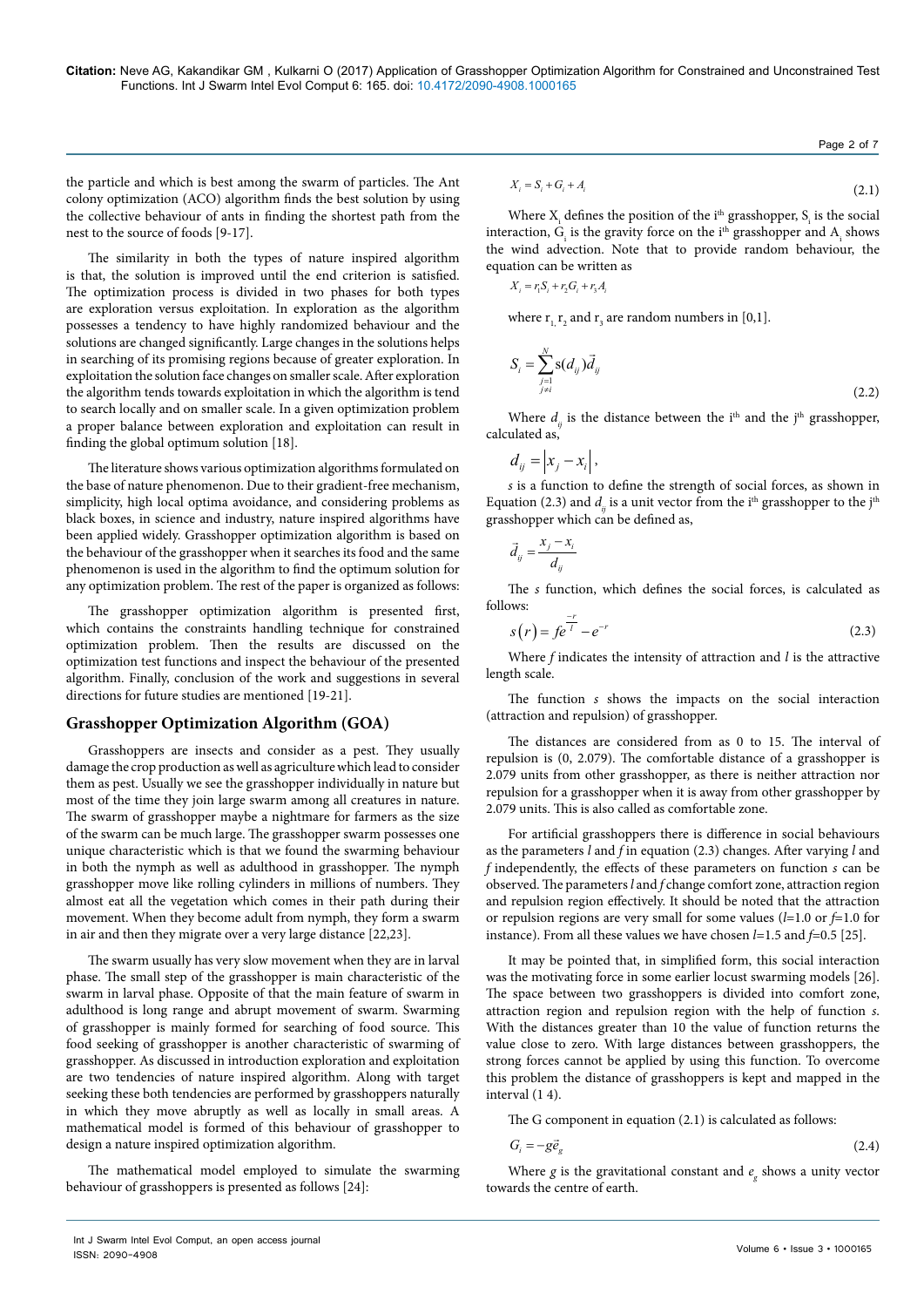the particle and which is best among the swarm of particles. The Ant colony optimization (ACO) algorithm finds the best solution by using the collective behaviour of ants in finding the shortest path from the nest to the source of foods [9-17].

The similarity in both the types of nature inspired algorithm is that, the solution is improved until the end criterion is satisfied. The optimization process is divided in two phases for both types are exploration versus exploitation. In exploration as the algorithm possesses a tendency to have highly randomized behaviour and the solutions are changed significantly. Large changes in the solutions helps in searching of its promising regions because of greater exploration. In exploitation the solution face changes on smaller scale. After exploration the algorithm tends towards exploitation in which the algorithm is tend to search locally and on smaller scale. In a given optimization problem a proper balance between exploration and exploitation can result in finding the global optimum solution [18].

The literature shows various optimization algorithms formulated on the base of nature phenomenon. Due to their gradient-free mechanism, simplicity, high local optima avoidance, and considering problems as black boxes, in science and industry, nature inspired algorithms have been applied widely. Grasshopper optimization algorithm is based on the behaviour of the grasshopper when it searches its food and the same phenomenon is used in the algorithm to find the optimum solution for any optimization problem. The rest of the paper is organized as follows:

The grasshopper optimization algorithm is presented first, which contains the constraints handling technique for constrained optimization problem. Then the results are discussed on the optimization test functions and inspect the behaviour of the presented algorithm. Finally, conclusion of the work and suggestions in several directions for future studies are mentioned [19-21].

## Grasshopper Optimization Algorithm (GOA)

Grasshoppers are insects and consider as a pest. They usually damage the crop production as well as agriculture which lead to consider them as pest. Usually we see the grasshopper individually in nature but most of the time they join large swarm among all creatures in nature. The swarm of grasshopper maybe a nightmare for farmers as the size of the swarm can be much large. The grasshopper swarm possesses one unique characteristic which is that we found the swarming behaviour in both the nymph as well as adulthood in grasshopper. The nymph grasshopper move like rolling cylinders in millions of numbers. They almost eat all the vegetation which comes in their path during their movement. When they become adult from nymph, they form a swarm in air and then they migrate over a very large distance [22,23].

The swarm usually has very slow movement when they are in larval phase. The small step of the grasshopper is main characteristic of the swarm in larval phase. Opposite of that the main feature of swarm in adulthood is long range and abrupt movement of swarm. Swarming of grasshopper is mainly formed for searching of food source. This food seeking of grasshopper is another characteristic of swarming of grasshopper. As discussed in introduction exploration and exploitation are two tendencies of nature inspired algorithm. Along with target seeking these both tendencies are performed by grasshoppers naturally in which they move abruptly as well as locally in small areas. A mathematical model is formed of this behaviour of grasshopper to design a nature inspired optimization algorithm.

The mathematical model employed to simulate the swarming behaviour of grasshoppers is presented as follows [24]:

$$X_i = S_i + G_i + A_i \tag{2.1}$$

Where $X_i$ defines the position of the i[th] grasshopper, $S_i$ is the social interaction, $G_i$ is the gravity force on the i[th] grasshopper and $A_i$ shows the wind advection. Note that to provide random behaviour, the equation can be written as

$$X_i = r_1 S_i + r_2 G_i + r_3 A_i$$

where $r_1$, $r_2$ and $r_3$ are random numbers in [0,1].

$$S_i = \sum_{\substack{j=1 \\ j \neq i}}^{N} s(d_{ij})\vec{d}_{ij} \tag{2.2}$$

Where $d_{ij}$ is the distance between the i[th] and the j[th] grasshopper, calculated as,

$$d_{ij} = \left| x_j - x_i \right|,$$

$s$ is a function to define the strength of social forces, as shown in Equation (2.3) and $d_{ij}$ is a unit vector from the i[th] grasshopper to the j[th] grasshopper which can be defined as,

$$\vec{d}_{ij} = \frac{x_j - x_i}{d_{ij}}$$

The $s$ function, which defines the social forces, is calculated as follows:

$$s(r) = f e^{\frac{-r}{l}} - e^{-r} \tag{2.3}$$

Where $f$ indicates the intensity of attraction and $l$ is the attractive length scale.

The function $s$ shows the impacts on the social interaction (attraction and repulsion) of grasshopper.

The distances are considered from as 0 to 15. The interval of repulsion is (0, 2.079). The comfortable distance of a grasshopper is 2.079 units from other grasshopper, as there is neither attraction nor repulsion for a grasshopper when it is away from other grasshopper by 2.079 units. This is also called as comfortable zone.

For artificial grasshoppers there is difference in social behaviours as the parameters $l$ and $f$ in equation (2.3) changes. After varying $l$ and $f$ independently, the effects of these parameters on function $s$ can be observed. The parameters $l$ and $f$ change comfort zone, attraction region and repulsion region effectively. It should be noted that the attraction or repulsion regions are very small for some values ($l$=1.0 or $f$=1.0 for instance). From all these values we have chosen $l$=1.5 and $f$=0.5 [25].

It may be pointed that, in simplified form, this social interaction was the motivating force in some earlier locust swarming models [26]. The space between two grasshoppers is divided into comfort zone, attraction region and repulsion region with the help of function $s$. With the distances greater than 10 the value of function returns the value close to zero. With large distances between grasshoppers, the strong forces cannot be applied by using this function. To overcome this problem the distance of grasshoppers is kept and mapped in the interval (1 4).

The G component in equation (2.1) is calculated as follows:

$$G_i = -g\vec{e}_g \tag{2.4}$$

Where $g$ is the gravitational constant and $e_g$ shows a unity vector towards the centre of earth.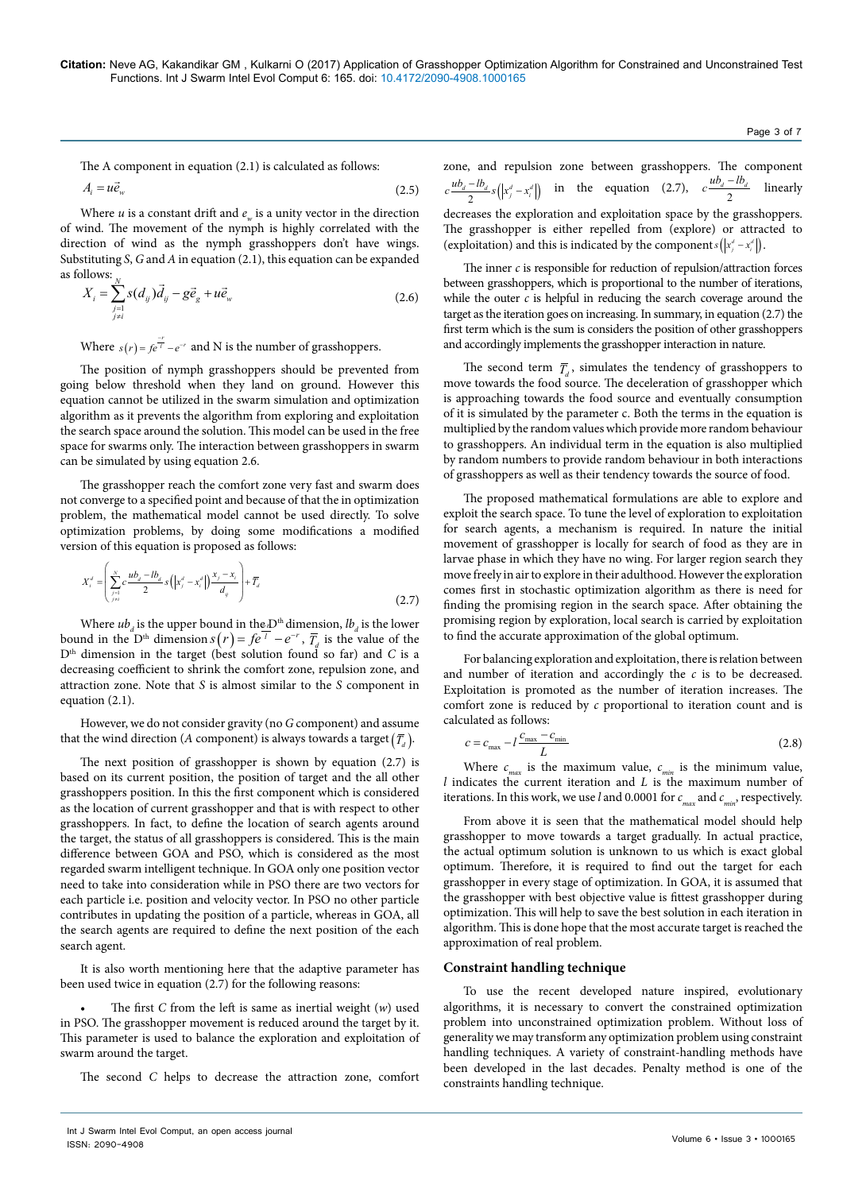The A component in equation (2.1) is calculated as follows:

$$A_i = u\vec{e}_w \tag{2.5}$$

Where $u$ is a constant drift and $e_w$ is a unity vector in the direction of wind. The movement of the nymph is highly correlated with the direction of wind as the nymph grasshoppers don't have wings. Substituting $S$, $G$ and $A$ in equation (2.1), this equation can be expanded as follows:

$$X_i = \sum_{\substack{j=1 \\ j\neq i}}^{N} s(d_{ij})\vec{d}_{ij} - g\vec{e}_g + u\vec{e}_w \tag{2.6}$$

Where $s(r) = fe^{\frac{-r}{l}} - e^{-r}$ and N is the number of grasshoppers.

The position of nymph grasshoppers should be prevented from going below threshold when they land on ground. However this equation cannot be utilized in the swarm simulation and optimization algorithm as it prevents the algorithm from exploring and exploitation the search space around the solution. This model can be used in the free space for swarms only. The interaction between grasshoppers in swarm can be simulated by using equation 2.6.

The grasshopper reach the comfort zone very fast and swarm does not converge to a specified point and because of that the in optimization problem, the mathematical model cannot be used directly. To solve optimization problems, by doing some modifications a modified version of this equation is proposed as follows:

$$X_i^d = \left( \sum_{\substack{j=1 \\ j\neq i}}^{N} c\frac{ub_d - lb_d}{2} s\left(\left|x_j^d - x_i^d\right|\right)\frac{x_j - x_i}{d_{ij}} \right) + \overline{T}_d \tag{2.7}$$

Where $ub_d$ is the upper bound in the D[th] dimension, $lb_d$ is the lower bound in the D[th] dimension $s(r) = fe^{\frac{-r}{l}} - e^{-r}$, $\overline{T}_d$ is the value of the D[th] dimension in the target (best solution found so far) and $C$ is a decreasing coefficient to shrink the comfort zone, repulsion zone, and attraction zone. Note that $S$ is almost similar to the $S$ component in equation (2.1).

However, we do not consider gravity (no $G$ component) and assume that the wind direction ($A$ component) is always towards a target $(\overline{T}_d)$.

The next position of grasshopper is shown by equation (2.7) is based on its current position, the position of target and the all other grasshoppers position. In this the first component which is considered as the location of current grasshopper and that is with respect to other grasshoppers. In fact, to define the location of search agents around the target, the status of all grasshoppers is considered. This is the main difference between GOA and PSO, which is considered as the most regarded swarm intelligent technique. In GOA only one position vector need to take into consideration while in PSO there are two vectors for each particle i.e. position and velocity vector. In PSO no other particle contributes in updating the position of a particle, whereas in GOA, all the search agents are required to define the next position of the each search agent.

It is also worth mentioning here that the adaptive parameter has been used twice in equation (2.7) for the following reasons:

- The first $C$ from the left is same as inertial weight ($w$) used in PSO. The grasshopper movement is reduced around the target by it. This parameter is used to balance the exploration and exploitation of swarm around the target.

The second $C$ helps to decrease the attraction zone, comfort zone, and repulsion zone between grasshoppers. The component $c\frac{ub_d - lb_d}{2}s\left(\left|x_j^d - x_i^d\right|\right)$ in the equation (2.7), $c\frac{ub_d - lb_d}{2}$ linearly decreases the exploration and exploitation space by the grasshoppers. The grasshopper is either repelled from (explore) or attracted to (exploitation) and this is indicated by the component $s\left(\left|x_j^d - x_i^d\right|\right)$.

The inner $c$ is responsible for reduction of repulsion/attraction forces between grasshoppers, which is proportional to the number of iterations, while the outer $c$ is helpful in reducing the search coverage around the target as the iteration goes on increasing. In summary, in equation (2.7) the first term which is the sum is considers the position of other grasshoppers and accordingly implements the grasshopper interaction in nature.

The second term $\overline{T}_d$, simulates the tendency of grasshoppers to move towards the food source. The deceleration of grasshopper which is approaching towards the food source and eventually consumption of it is simulated by the parameter c. Both the terms in the equation is multiplied by the random values which provide more random behaviour to grasshoppers. An individual term in the equation is also multiplied by random numbers to provide random behaviour in both interactions of grasshoppers as well as their tendency towards the source of food.

The proposed mathematical formulations are able to explore and exploit the search space. To tune the level of exploration to exploitation for search agents, a mechanism is required. In nature the initial movement of grasshopper is locally for search of food as they are in larvae phase in which they have no wing. For larger region search they move freely in air to explore in their adulthood. However the exploration comes first in stochastic optimization algorithm as there is need for finding the promising region in the search space. After obtaining the promising region by exploration, local search is carried by exploitation to find the accurate approximation of the global optimum.

For balancing exploration and exploitation, there is relation between and number of iteration and accordingly the $c$ is to be decreased. Exploitation is promoted as the number of iteration increases. The comfort zone is reduced by $c$ proportional to iteration count and is calculated as follows:

$$c = c_{\max} - l\frac{c_{\max} - c_{\min}}{L} \tag{2.8}$$

Where $c_{max}$ is the maximum value, $c_{min}$ is the minimum value, $l$ indicates the current iteration and $L$ is the maximum number of iterations. In this work, we use $l$ and 0.0001 for $c_{max}$ and $c_{min}$, respectively.

From above it is seen that the mathematical model should help grasshopper to move towards a target gradually. In actual practice, the actual optimum solution is unknown to us which is exact global optimum. Therefore, it is required to find out the target for each grasshopper in every stage of optimization. In GOA, it is assumed that the grasshopper with best objective value is fittest grasshopper during optimization. This will help to save the best solution in each iteration in algorithm. This is done hope that the most accurate target is reached the approximation of real problem.

## Constraint handling technique

To use the recent developed nature inspired, evolutionary algorithms, it is necessary to convert the constrained optimization problem into unconstrained optimization problem. Without loss of generality we may transform any optimization problem using constraint handling techniques. A variety of constraint-handling methods have been developed in the last decades. Penalty method is one of the constraints handling technique.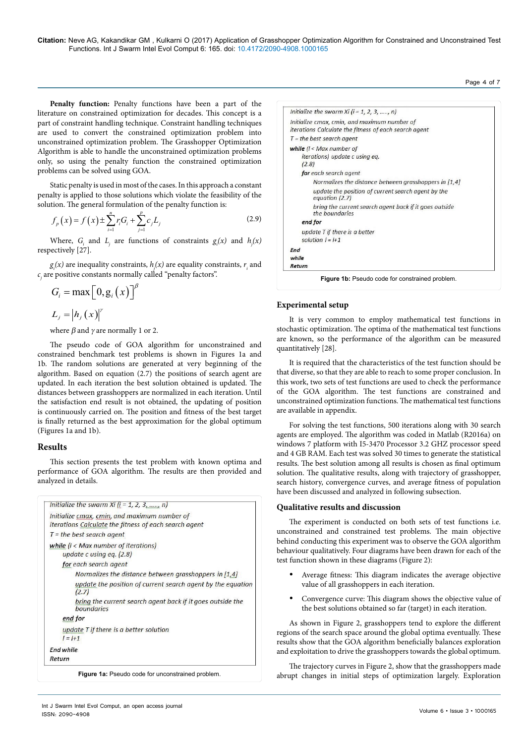**Penalty function:** Penalty functions have been a part of the literature on constrained optimization for decades. This concept is a part of constraint handling technique. Constraint handling techniques are used to convert the constrained optimization problem into unconstrained optimization problem. The Grasshopper Optimization Algorithm is able to handle the unconstrained optimization problems only, so using the penalty function the constrained optimization problems can be solved using GOA.

Static penalty is used in most of the cases. In this approach a constant penalty is applied to those solutions which violate the feasibility of the solution. The general formulation of the penalty function is:

$$f_p(x) = f(x) \pm \sum_{i=1}^{n} r_i G_i + \sum_{j=1}^{p} c_j L_j \tag{2.9}$$

Where, $G_i$ and $L_j$ are functions of constraints $g_i(x)$ and $h_j(x)$ respectively [27].

$g_i(x)$ are inequality constraints, $h_j(x)$ are equality constraints, $r_i$ and $c_j$ are positive constants normally called "penalty factors".

$$G_i = \max\left[0, g_i(x)\right]^{\beta}$$

$$L_j = \left|h_j(x)\right|^{\gamma}$$

where $\beta$ and $\gamma$ are normally 1 or 2.

The pseudo code of GOA algorithm for unconstrained and constrained benchmark test problems is shown in Figures 1a and 1b. The random solutions are generated at very beginning of the algorithm. Based on equation (2.7) the positions of search agent are updated. In each iteration the best solution obtained is updated. The distances between grasshoppers are normalized in each iteration. Until the satisfaction end result is not obtained, the updating of position is continuously carried on. The position and fitness of the best target is finally returned as the best approximation for the global optimum (Figures 1a and 1b).

## Results

This section presents the test problem with known optima and performance of GOA algorithm. The results are then provided and analyzed in details.

```
Initialize the swarm Xi (i = 1, 2, 3,......, n)
Initialize cmax, cmin, and maximum number of
iterations Calculate the fitness of each search agent
T = the best search agent
while (l < Max number of iterations)
    update c using eq. (2.8)
    for each search agent
        Normalizes the distance between grasshoppers in [1,4]
        update the position of current search agent by the equation
        (2.7)
        bring the current search agent back if it goes outside the
        boundaries
    end for
    update T if there is a better solution
    l = l+1
End while
Return
```

**Figure 1a:** Pseudo code for unconstrained problem.

```
Initialize the swarm Xi (i = 1, 2, 3, ......, n)
Initialize cmax, cmin, and maximum number of
iterations Calculate the fitness of each search agent
T = the best search agent
while (l < Max number of
    iterations) update c using eq.
    (2.8)
    for each search agent
        Normalizes the distance between grasshoppers in [1,4]
        update the position of current search agent by the
        equation (2.7)
        bring the current search agent back if it goes outside
        the boundaries
    end for
    update T if there is a better
    solution l = l+1
End
while
Return
```

**Figure 1b:** Pseudo code for constrained problem.

## Experimental setup

It is very common to employ mathematical test functions in stochastic optimization. The optima of the mathematical test functions are known, so the performance of the algorithm can be measured quantitatively [28].

It is required that the characteristics of the test function should be that diverse, so that they are able to reach to some proper conclusion. In this work, two sets of test functions are used to check the performance of the GOA algorithm. The test functions are constrained and unconstrained optimization functions. The mathematical test functions are available in appendix.

For solving the test functions, 500 iterations along with 30 search agents are employed. The algorithm was coded in Matlab (R2016a) on windows 7 platform with I5-3470 Processor 3.2 GHZ processor speed and 4 GB RAM. Each test was solved 30 times to generate the statistical results. The best solution among all results is chosen as final optimum solution. The qualitative results, along with trajectory of grasshopper, search history, convergence curves, and average fitness of population have been discussed and analyzed in following subsection.

## Qualitative results and discussion

The experiment is conducted on both sets of test functions i.e. unconstrained and constrained test problems. The main objective behind conducting this experiment was to observe the GOA algorithm behaviour qualitatively. Four diagrams have been drawn for each of the test function shown in these diagrams (Figure 2):

- Average fitness: This diagram indicates the average objective value of all grasshoppers in each iteration.
- Convergence curve: This diagram shows the objective value of the best solutions obtained so far (target) in each iteration.

As shown in Figure 2, grasshoppers tend to explore the different regions of the search space around the global optima eventually. These results show that the GOA algorithm beneficially balances exploration and exploitation to drive the grasshoppers towards the global optimum.

The trajectory curves in Figure 2, show that the grasshoppers made abrupt changes in initial steps of optimization largely. Exploration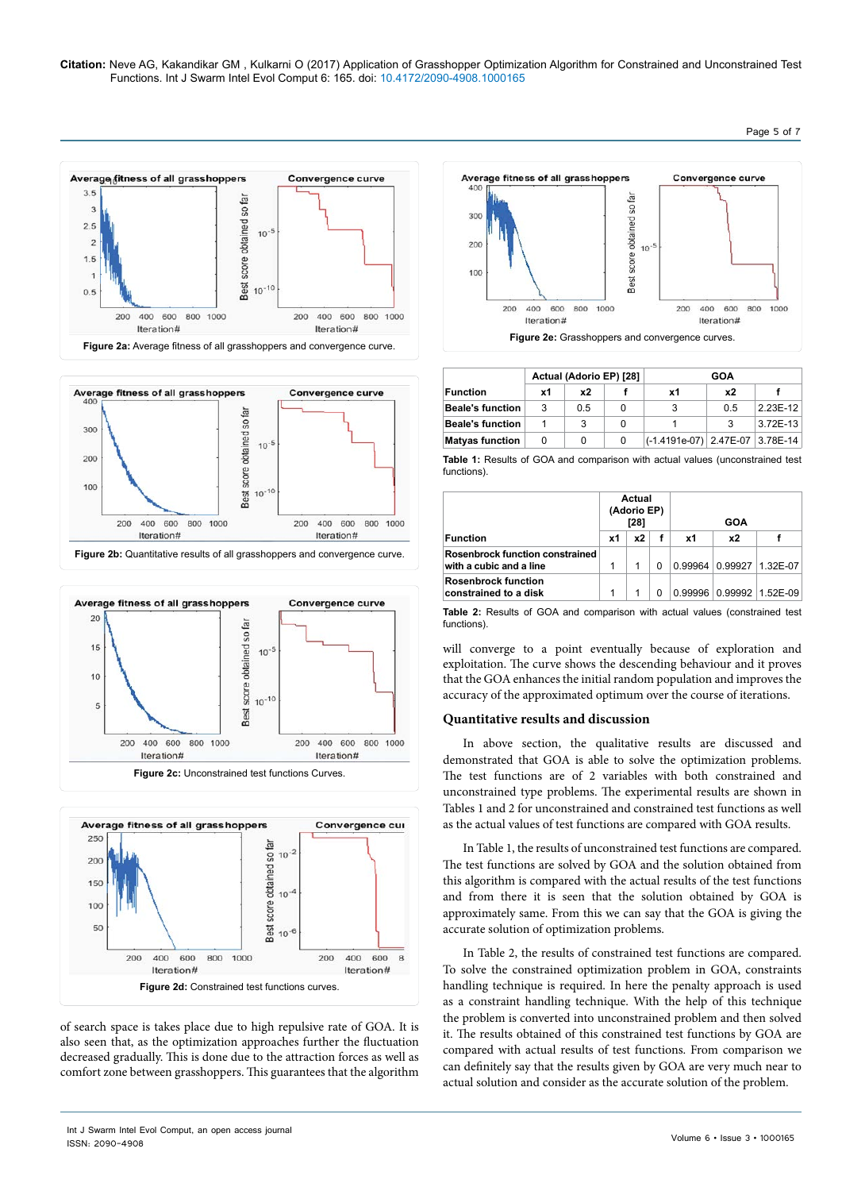Figure 2a: Average fitness of all grasshoppers and convergence curve.

Figure 2b: Quantitative results of all grasshoppers and convergence curve.

Figure 2c: Unconstrained test functions Curves.

Figure 2d: Constrained test functions curves.

of search space is takes place due to high repulsive rate of GOA. It is also seen that, as the optimization approaches further the fluctuation decreased gradually. This is done due to the attraction forces as well as comfort zone between grasshoppers. This guarantees that the algorithm will converge to a point eventually because of exploration and exploitation. The curve shows the descending behaviour and it proves that the GOA enhances the initial random population and improves the accuracy of the approximated optimum over the course of iterations.

Figure 2e: Grasshoppers and convergence curves.

| Function | Actual (Adorio EP) [28] | | | GOA | | |
|---|---|---|---|---|---|---|
| | x1 | x2 | f | x1 | x2 | f |
| Beale's function | 3 | 0.5 | 0 | 3 | 0.5 | 2.23E-12 |
| Beale's function | 1 | 3 | 0 | 1 | 3 | 3.72E-13 |
| Matyas function | 0 | 0 | 0 | (-1.4191e-07) | 2.47E-07 | 3.78E-14 |

Table 1: Results of GOA and comparison with actual values (unconstrained test functions).

| Function | Actual (Adorio EP) [28] | | | GOA | | |
|---|---|---|---|---|---|---|
| | x1 | x2 | f | x1 | x2 | f |
| Rosenbrock function constrained with a cubic and a line | 1 | 1 | 0 | 0.99964 | 0.99927 | 1.32E-07 |
| Rosenbrock function constrained to a disk | 1 | 1 | 0 | 0.99996 | 0.99992 | 1.52E-09 |

Table 2: Results of GOA and comparison with actual values (constrained test functions).

## Quantitative results and discussion

In above section, the qualitative results are discussed and demonstrated that GOA is able to solve the optimization problems. The test functions are of 2 variables with both constrained and unconstrained type problems. The experimental results are shown in Tables 1 and 2 for unconstrained and constrained test functions as well as the actual values of test functions are compared with GOA results.

In Table 1, the results of unconstrained test functions are compared. The test functions are solved by GOA and the solution obtained from this algorithm is compared with the actual results of the test functions and from there it is seen that the solution obtained by GOA is approximately same. From this we can say that the GOA is giving the accurate solution of optimization problems.

In Table 2, the results of constrained test functions are compared. To solve the constrained optimization problem in GOA, constraints handling technique is required. In here the penalty approach is used as a constraint handling technique. With the help of this technique the problem is converted into unconstrained problem and then solved it. The results obtained of this constrained test functions by GOA are compared with actual results of test functions. From comparison we can definitely say that the results given by GOA are very much near to actual solution and consider as the accurate solution of the problem.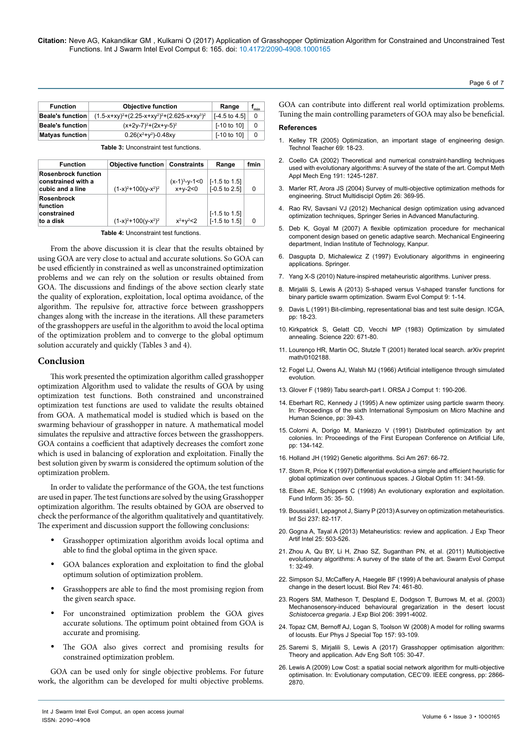| Function | Objective function | Range | $f_{min}$ |
|---|---|---|---|
| **Beale's function** | $(1.5-x+xy)^2+(2.25-x+xy^2)^2+(2.625-x+xy^3)^2$ | [-4.5 to 4.5] | 0 |
| **Beale's function** | $(x+2y-7)^2+(2x+y-5)^2$ | [-10 to 10] | 0 |
| **Matyas function** | $0.26(x^2+y^2)-0.48xy$ | [-10 to 10] | 0 |

**Table 3:** Unconstraint test functions.

| Function | Objective function | Constraints | Range | fmin |
|---|---|---|---|---|
| **Rosenbrock function constrained with a cubic and a line** | $(1-x)^2+100(y-x^2)^2$ | $(x-1)^3-y-1<0$ $x+y-2<0$ | [-1.5 to 1.5] [-0.5 to 2.5] | 0 |
| **Rosenbrock function constrained to a disk** | $(1-x)^2+100(y-x^2)^2$ | $x^2+y^2<2$ | [-1.5 to 1.5] [-1.5 to 1.5] | 0 |

**Table 4:** Unconstraint test functions.

From the above discussion it is clear that the results obtained by using GOA are very close to actual and accurate solutions. So GOA can be used efficiently in constrained as well as unconstrained optimization problems and we can rely on the solution or results obtained from GOA. The discussions and findings of the above section clearly state the quality of exploration, exploitation, local optima avoidance, of the algorithm. The repulsive for, attractive force between grasshoppers changes along with the increase in the iterations. All these parameters of the grasshoppers are useful in the algorithm to avoid the local optima of the optimization problem and to converge to the global optimum solution accurately and quickly (Tables 3 and 4).

## Conclusion

This work presented the optimization algorithm called grasshopper optimization Algorithm used to validate the results of GOA by using optimization test functions. Both constrained and unconstrained optimization test functions are used to validate the results obtained from GOA. A mathematical model is studied which is based on the swarming behaviour of grasshopper in nature. A mathematical model simulates the repulsive and attractive forces between the grasshoppers. GOA contains a coefficient that adaptively decreases the comfort zone which is used in balancing of exploration and exploitation. Finally the best solution given by swarm is considered the optimum solution of the optimization problem.

In order to validate the performance of the GOA, the test functions are used in paper. The test functions are solved by the using Grasshopper optimization algorithm. The results obtained by GOA are observed to check the performance of the algorithm qualitatively and quantitatively. The experiment and discussion support the following conclusions:

- Grasshopper optimization algorithm avoids local optima and able to find the global optima in the given space.
- GOA balances exploration and exploitation to find the global optimum solution of optimization problem.
- Grasshoppers are able to find the most promising region from the given search space.
- For unconstrained optimization problem the GOA gives accurate solutions. The optimum point obtained from GOA is accurate and promising.
- The GOA also gives correct and promising results for constrained optimization problem.

GOA can be used only for single objective problems. For future work, the algorithm can be developed for multi objective problems. GOA can contribute into different real world optimization problems. Tuning the main controlling parameters of GOA may also be beneficial.

### References

1. Kelley TR (2005) Optimization, an important stage of engineering design. Technol Teacher 69: 18-23.
2. Coello CA (2002) Theoretical and numerical constraint-handling techniques used with evolutionary algorithms: A survey of the state of the art. Comput Meth Appl Mech Eng 191: 1245-1287.
3. Marler RT, Arora JS (2004) Survey of multi-objective optimization methods for engineering. Struct Multidiscipl Optim 26: 369-95.
4. Rao RV, Savsani VJ (2012) Mechanical design optimization using advanced optimization techniques, Springer Series in Advanced Manufacturing.
5. Deb K, Goyal M (2007) A flexible optimization procedure for mechanical component design based on genetic adaptive search. Mechanical Engineering department, Indian Institute of Technology, Kanpur.
6. Dasgupta D, Michalewicz Z (1997) Evolutionary algorithms in engineering applications. Springer.
7. Yang X-S (2010) Nature-inspired metaheuristic algorithms. Luniver press.
8. Mirjalili S, Lewis A (2013) S-shaped versus V-shaped transfer functions for binary particle swarm optimization. Swarm Evol Comput 9: 1-14.
9. Davis L (1991) Bit-climbing, representational bias and test suite design. ICGA, pp: 18-23.
10. Kirkpatrick S, Gelatt CD, Vecchi MP (1983) Optimization by simulated annealing. Science 220: 671-80.
11. Lourenço HR, Martin OC, Stutzle T (2001) Iterated local search. arXiv preprint math/0102188.
12. Fogel LJ, Owens AJ, Walsh MJ (1966) Artificial intelligence through simulated evolution.
13. Glover F (1989) Tabu search-part I. ORSA J Comput 1: 190-206.
14. Eberhart RC, Kennedy J (1995) A new optimizer using particle swarm theory. In: Proceedings of the sixth International Symposium on Micro Machine and Human Science, pp: 39-43.
15. Colorni A, Dorigo M, Maniezzo V (1991) Distributed optimization by ant colonies. In: Proceedings of the First European Conference on Artificial Life, pp: 134-142.
16. Holland JH (1992) Genetic algorithms. Sci Am 267: 66-72.
17. Storn R, Price K (1997) Differential evolution-a simple and efficient heuristic for global optimization over continuous spaces. J Global Optim 11: 341-59.
18. Eiben AE, Schippers C (1998) An evolutionary exploration and exploitation. Fund Inform 35: 35- 50.
19. Boussaïd I, Lepagnot J, Siarry P (2013) A survey on optimization metaheuristics. Inf Sci 237: 82-117.
20. Gogna A, Tayal A (2013) Metaheuristics: review and application. J Exp Theor Artif Intel 25: 503-526.
21. Zhou A, Qu BY, Li H, Zhao SZ, Suganthan PN, et al. (2011) Multiobjective evolutionary algorithms: A survey of the state of the art. Swarm Evol Comput 1: 32-49.
22. Simpson SJ, McCaffery A, Haegele BF (1999) A behavioural analysis of phase change in the desert locust. Biol Rev 74: 461-80.
23. Rogers SM, Matheson T, Despland E, Dodgson T, Burrows M, et al. (2003) Mechanosensory-induced behavioural gregarization in the desert locust *Schistocerca gregaria*. J Exp Biol 206: 3991-4002.
24. Topaz CM, Bernoff AJ, Logan S, Toolson W (2008) A model for rolling swarms of locusts. Eur Phys J Special Top 157: 93-109.
25. Saremi S, Mirjalili S, Lewis A (2017) Grasshopper optimisation algorithm: Theory and application. Adv Eng Soft 105: 30-47.
26. Lewis A (2009) Low Cost: a spatial social network algorithm for multi-objective optimisation. In: Evolutionary computation, CEC'09. IEEE congress, pp: 2866-2870.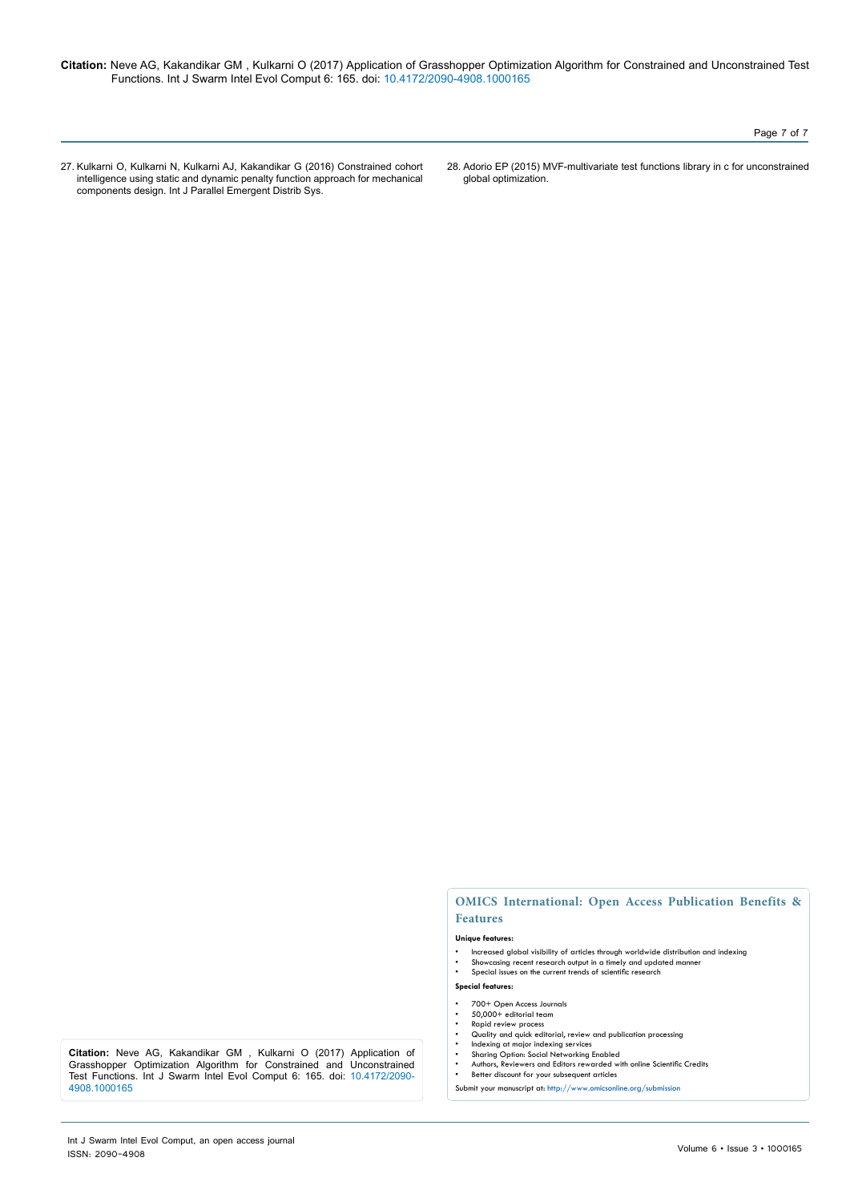27. Kulkarni O, Kulkarni N, Kulkarni AJ, Kakandikar G (2016) Constrained cohort intelligence using static and dynamic penalty function approach for mechanical components design. Int J Parallel Emergent Distrib Sys.

28. Adorio EP (2015) MVF-multivariate test functions library in c for unconstrained global optimization.

**Citation:** Neve AG, Kakandikar GM , Kulkarni O (2017) Application of Grasshopper Optimization Algorithm for Constrained and Unconstrained Test Functions. Int J Swarm Intel Evol Comput 6: 165. doi: 10.4172/2090-4908.1000165

## OMICS International: Open Access Publication Benefits & Features

**Unique features:**

- Increased global visibility of articles through worldwide distribution and indexing
- Showcasing recent research output in a timely and updated manner
- Special issues on the current trends of scientific research

**Special features:**

- 700+ Open Access Journals
- 50,000+ editorial team
- Rapid review process
- Quality and quick editorial, review and publication processing
- Indexing at major indexing services
- Sharing Option: Social Networking Enabled
- Authors, Reviewers and Editors rewarded with online Scientific Credits
- Better discount for your subsequent articles

Submit your manuscript at: http://www.omicsonline.org/submission